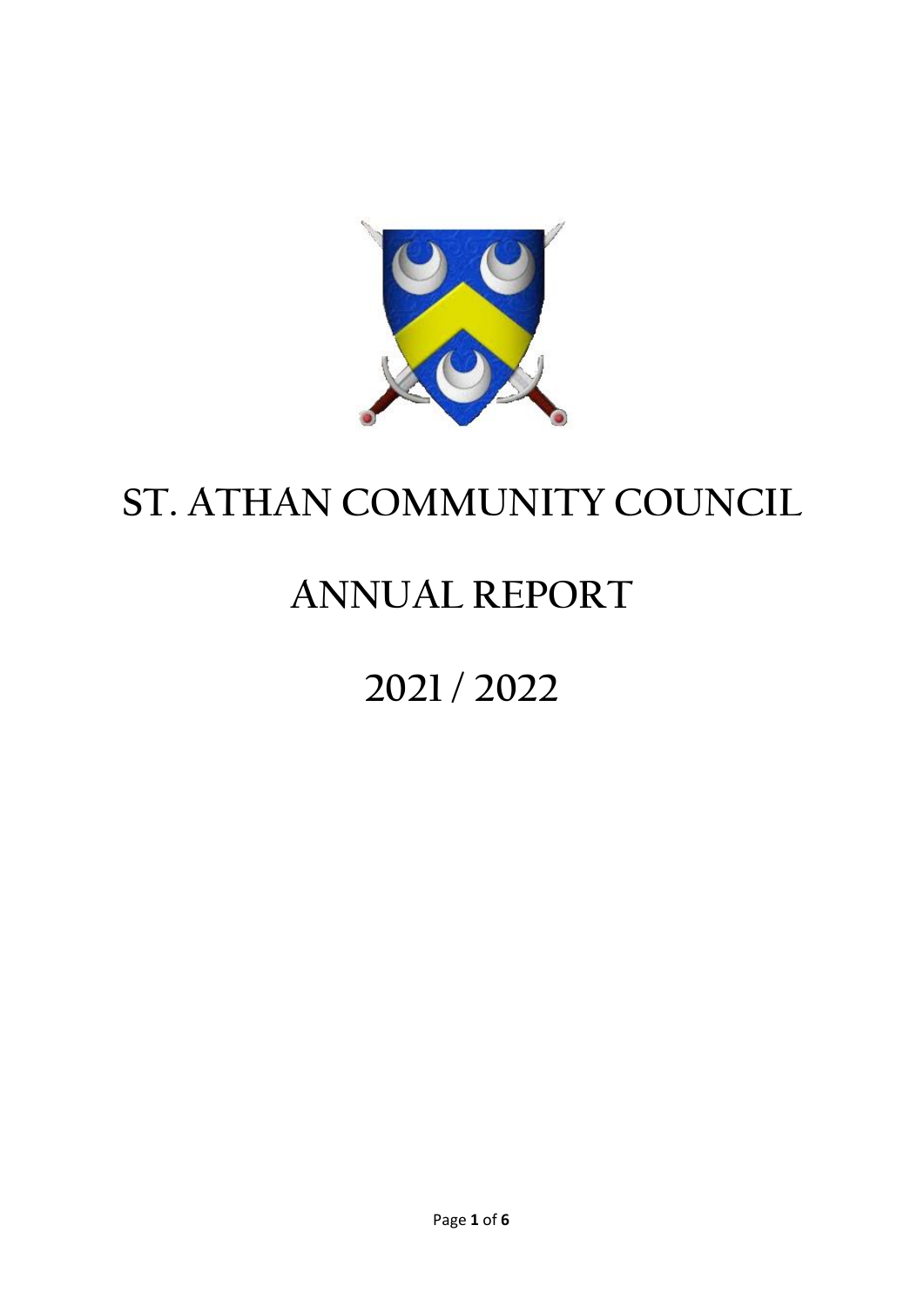# ST. ATHAN COMMUNITY COUNCIL

# ANNUAL REPORT

# 2021 / 2022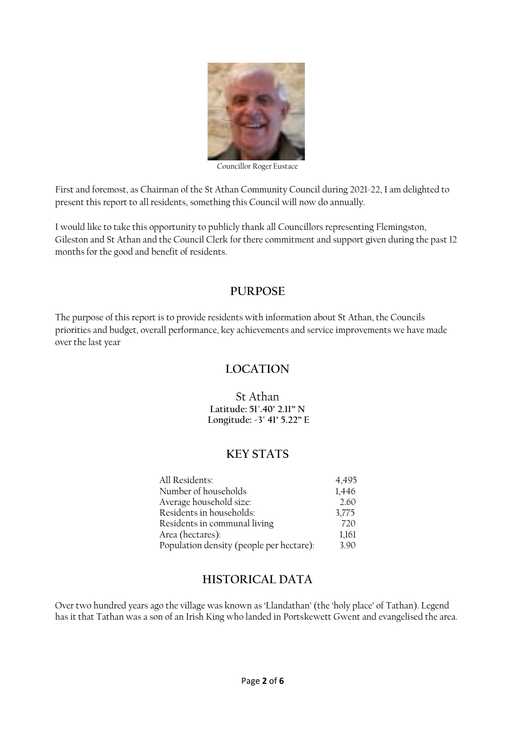Councillor Roger Eustace

First and foremost, as Chairman of the St Athan Community Council during 2021-22, I am delighted to present this report to all residents, something this Council will now do annually.

I would like to take this opportunity to publicly thank all Councillors representing Flemingston, Gileston and St Athan and the Council Clerk for there commitment and support given during the past 12 months for the good and benefit of residents.

## PURPOSE

The purpose of this report is to provide residents with information about St Athan, the Councils priorities and budget, overall performance, key achievements and service improvements we have made over the last year

## LOCATION

St Athan
**Latitude: 51˚.40' 2.11" N**
**Longitude: -3˚ 41' 5.22" E**

## KEY STATS

| | |
|---|---|
| All Residents: | 4,495 |
| Number of households | 1,446 |
| Average household size: | 2.60 |
| Residents in households: | 3,775 |
| Residents in communal living | 720 |
| Area (hectares): | 1,161 |
| Population density (people per hectare): | 3.90 |

## HISTORICAL DATA

Over two hundred years ago the village was known as 'Llandathan' (the 'holy place' of Tathan). Legend has it that Tathan was a son of an Irish King who landed in Portskewett Gwent and evangelised the area.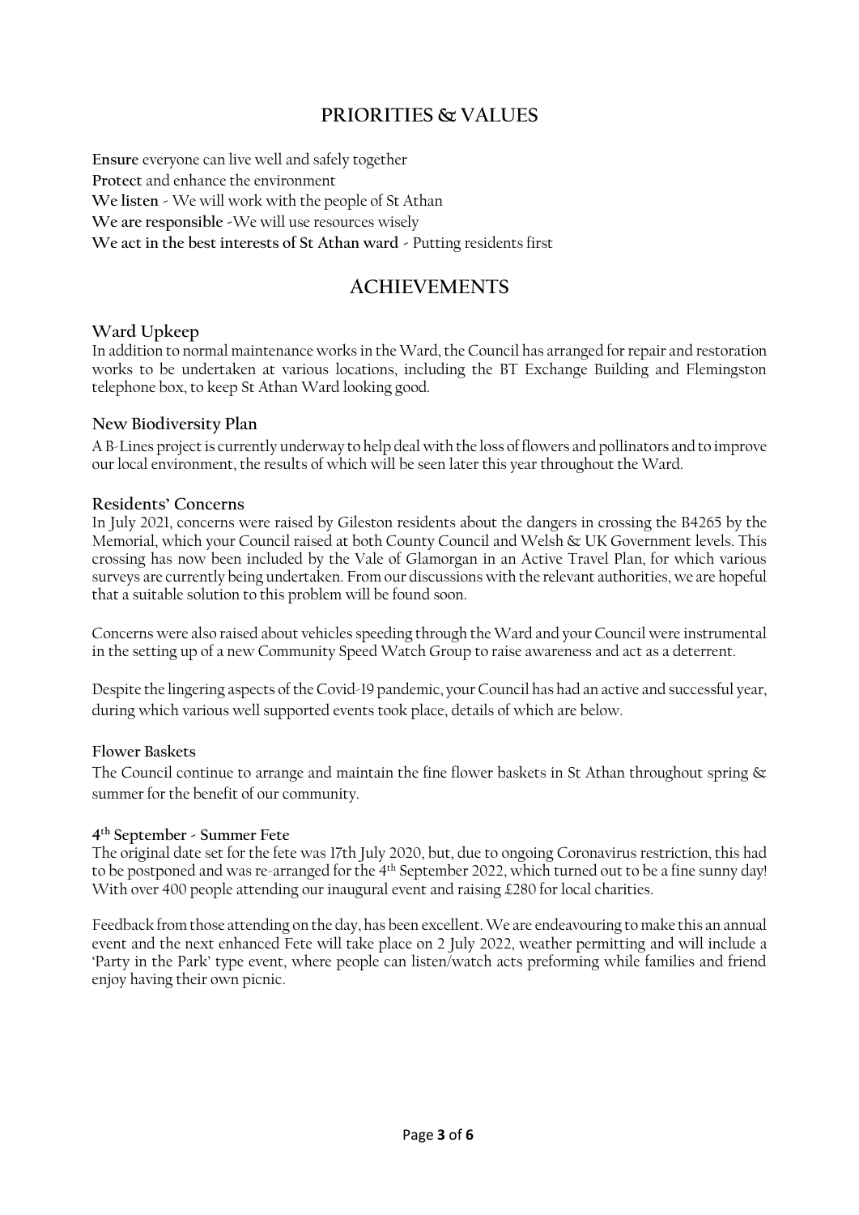## PRIORITIES & VALUES

**Ensure** everyone can live well and safely together
**Protect** and enhance the environment
**We listen** - We will work with the people of St Athan
**We are responsible** -We will use resources wisely
**We act in the best interests of St Athan ward** - Putting residents first

## ACHIEVEMENTS

### Ward Upkeep

In addition to normal maintenance works in the Ward, the Council has arranged for repair and restoration works to be undertaken at various locations, including the BT Exchange Building and Flemingston telephone box, to keep St Athan Ward looking good.

### New Biodiversity Plan

A B-Lines project is currently underway to help deal with the loss of flowers and pollinators and to improve our local environment, the results of which will be seen later this year throughout the Ward.

### Residents' Concerns

In July 2021, concerns were raised by Gileston residents about the dangers in crossing the B4265 by the Memorial, which your Council raised at both County Council and Welsh & UK Government levels. This crossing has now been included by the Vale of Glamorgan in an Active Travel Plan, for which various surveys are currently being undertaken. From our discussions with the relevant authorities, we are hopeful that a suitable solution to this problem will be found soon.

Concerns were also raised about vehicles speeding through the Ward and your Council were instrumental in the setting up of a new Community Speed Watch Group to raise awareness and act as a deterrent.

Despite the lingering aspects of the Covid-19 pandemic, your Council has had an active and successful year, during which various well supported events took place, details of which are below.

#### Flower Baskets

The Council continue to arrange and maintain the fine flower baskets in St Athan throughout spring & summer for the benefit of our community.

#### 4th September - Summer Fete

The original date set for the fete was 17th July 2020, but, due to ongoing Coronavirus restriction, this had to be postponed and was re-arranged for the 4th September 2022, which turned out to be a fine sunny day! With over 400 people attending our inaugural event and raising £280 for local charities.

Feedback from those attending on the day, has been excellent. We are endeavouring to make this an annual event and the next enhanced Fete will take place on 2 July 2022, weather permitting and will include a 'Party in the Park' type event, where people can listen/watch acts preforming while families and friend enjoy having their own picnic.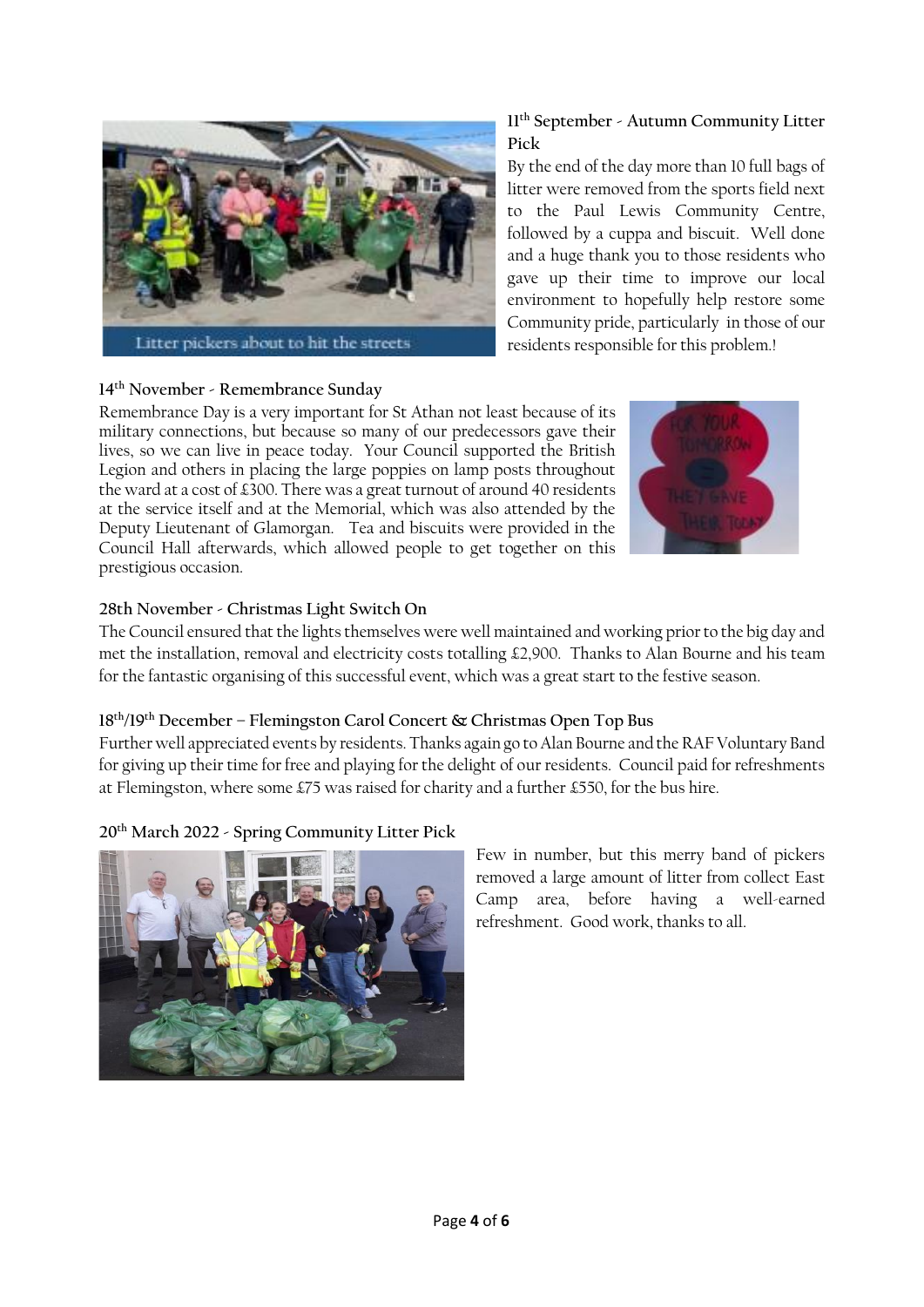### 11th September - Autumn Community Litter Pick

Litter pickers about to hit the streets

By the end of the day more than 10 full bags of litter were removed from the sports field next to the Paul Lewis Community Centre, followed by a cuppa and biscuit. Well done and a huge thank you to those residents who gave up their time to improve our local environment to hopefully help restore some Community pride, particularly in those of our residents responsible for this problem.!

### 14th November - Remembrance Sunday

Remembrance Day is a very important for St Athan not least because of its military connections, but because so many of our predecessors gave their lives, so we can live in peace today. Your Council supported the British Legion and others in placing the large poppies on lamp posts throughout the ward at a cost of £300. There was a great turnout of around 40 residents at the service itself and at the Memorial, which was also attended by the Deputy Lieutenant of Glamorgan. Tea and biscuits were provided in the Council Hall afterwards, which allowed people to get together on this prestigious occasion.

### 28th November - Christmas Light Switch On

The Council ensured that the lights themselves were well maintained and working prior to the big day and met the installation, removal and electricity costs totalling £2,900. Thanks to Alan Bourne and his team for the fantastic organising of this successful event, which was a great start to the festive season.

### 18th/19th December – Flemingston Carol Concert & Christmas Open Top Bus

Further well appreciated events by residents. Thanks again go to Alan Bourne and the RAF Voluntary Band for giving up their time for free and playing for the delight of our residents. Council paid for refreshments at Flemingston, where some £75 was raised for charity and a further £550, for the bus hire.

### 20th March 2022 - Spring Community Litter Pick

Few in number, but this merry band of pickers removed a large amount of litter from collect East Camp area, before having a well-earned refreshment. Good work, thanks to all.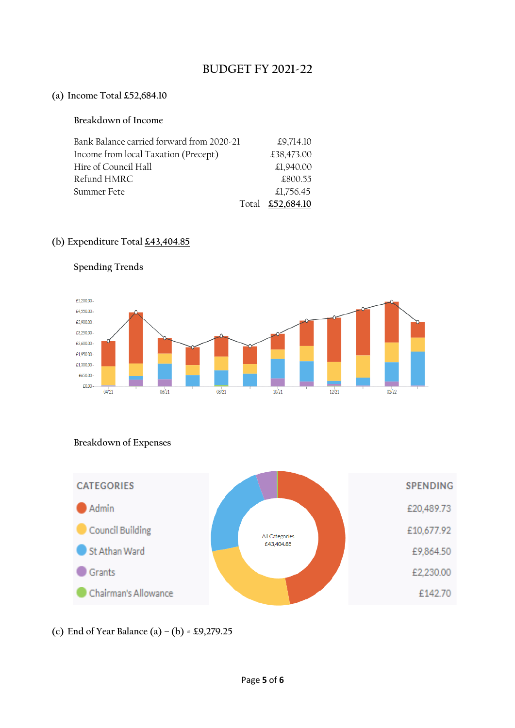# BUDGET FY 2021-22

## (a) Income Total £52,684.10

### Breakdown of Income

| | |
|---|---|
| Bank Balance carried forward from 2020-21 | £9,714.10 |
| Income from local Taxation (Precept) | £38,473.00 |
| Hire of Council Hall | £1,940.00 |
| Refund HMRC | £800.55 |
| Summer Fete | £1,756.45 |
| Total | **£52,684.10** |

## (b) Expenditure Total £43,404.85

### Spending Trends

### Breakdown of Expenses

| CATEGORIES | SPENDING |
|---|---|
| Admin | £20,489.73 |
| Council Building | £10,677.92 |
| St Athan Ward | £9,864.50 |
| Grants | £2,230.00 |
| Chairman's Allowance | £142.70 |

All Categories £43,404.85

## (c) End of Year Balance (a) – (b) = £9,279.25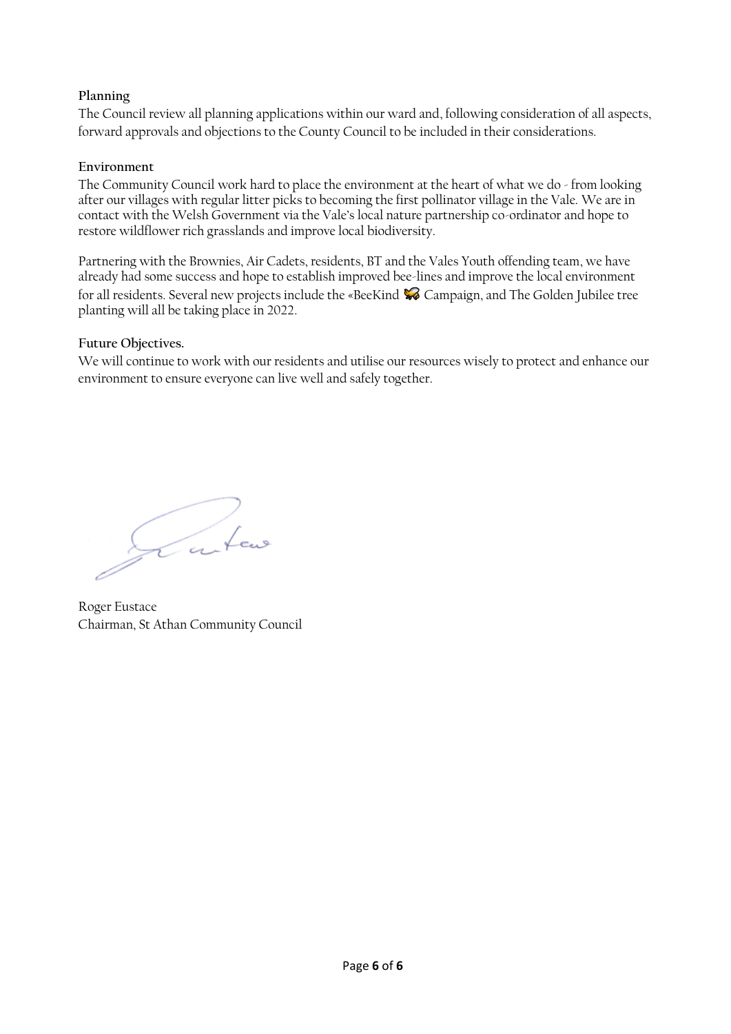**Planning**

The Council review all planning applications within our ward and, following consideration of all aspects, forward approvals and objections to the County Council to be included in their considerations.

**Environment**

The Community Council work hard to place the environment at the heart of what we do - from looking after our villages with regular litter picks to becoming the first pollinator village in the Vale. We are in contact with the Welsh Government via the Vale's local nature partnership co-ordinator and hope to restore wildflower rich grasslands and improve local biodiversity.

Partnering with the Brownies, Air Cadets, residents, BT and the Vales Youth offending team, we have already had some success and hope to establish improved bee-lines and improve the local environment for all residents. Several new projects include the «BeeKind 🐝 Campaign, and The Golden Jubilee tree planting will all be taking place in 2022.

**Future Objectives.**

We will continue to work with our residents and utilise our resources wisely to protect and enhance our environment to ensure everyone can live well and safely together.

Roger Eustace
Chairman, St Athan Community Council